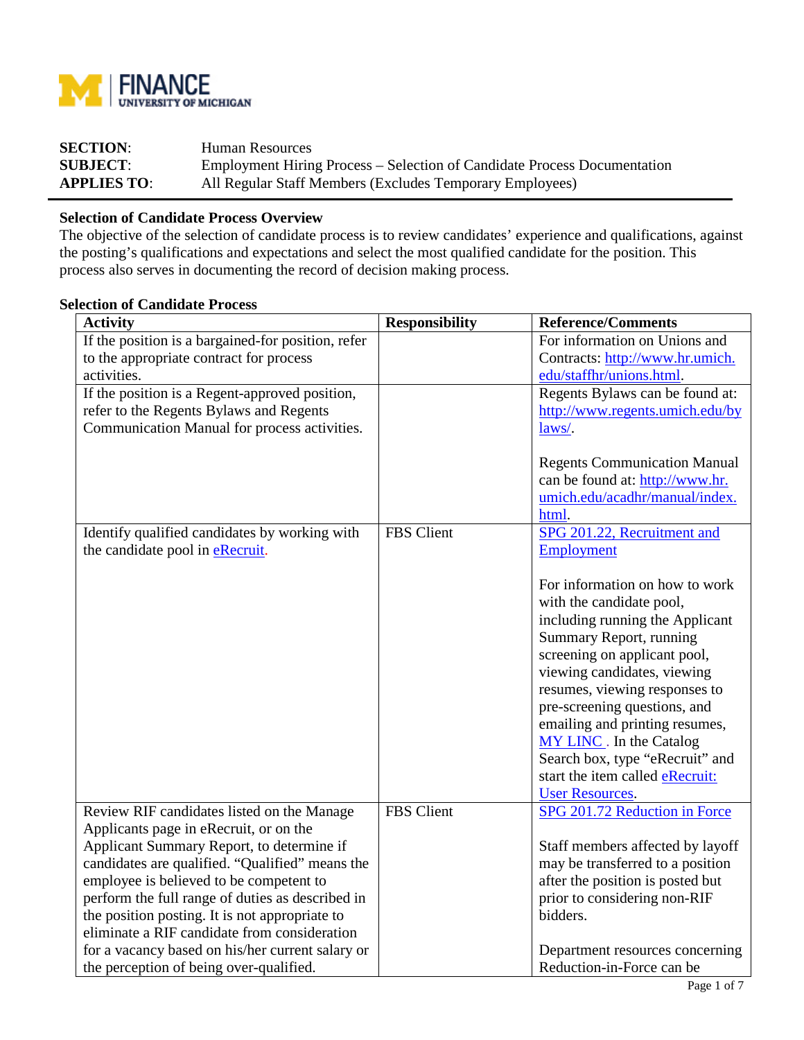FINANCE
UNIVERSITY OF MICHIGAN

**SECTION**: Human Resources
**SUBJECT**: Employment Hiring Process – Selection of Candidate Process Documentation
**APPLIES TO**: All Regular Staff Members (Excludes Temporary Employees)

---

**Selection of Candidate Process Overview**

The objective of the selection of candidate process is to review candidates' experience and qualifications, against the posting's qualifications and expectations and select the most qualified candidate for the position. This process also serves in documenting the record of decision making process.

**Selection of Candidate Process**

| Activity | Responsibility | Reference/Comments |
| --- | --- | --- |
| If the position is a bargained-for position, refer to the appropriate contract for process activities. | | For information on Unions and Contracts: http://www.hr.umich.edu/staffhr/unions.html. |
| If the position is a Regent-approved position, refer to the Regents Bylaws and Regents Communication Manual for process activities. | | Regents Bylaws can be found at: http://www.regents.umich.edu/bylaws/.<br><br>Regents Communication Manual can be found at: http://www.hr.umich.edu/acadhr/manual/index.html. |
| Identify qualified candidates by working with the candidate pool in eRecruit. | FBS Client | SPG 201.22, Recruitment and Employment<br><br>For information on how to work with the candidate pool, including running the Applicant Summary Report, running screening on applicant pool, viewing candidates, viewing resumes, viewing responses to pre-screening questions, and emailing and printing resumes, MY LINC. In the Catalog Search box, type "eRecruit" and start the item called eRecruit: User Resources. |
| Review RIF candidates listed on the Manage Applicants page in eRecruit, or on the Applicant Summary Report, to determine if candidates are qualified. "Qualified" means the employee is believed to be competent to perform the full range of duties as described in the position posting. It is not appropriate to eliminate a RIF candidate from consideration for a vacancy based on his/her current salary or the perception of being over-qualified. | FBS Client | SPG 201.72 Reduction in Force<br><br>Staff members affected by layoff may be transferred to a position after the position is posted but prior to considering non-RIF bidders.<br><br>Department resources concerning Reduction-in-Force can be |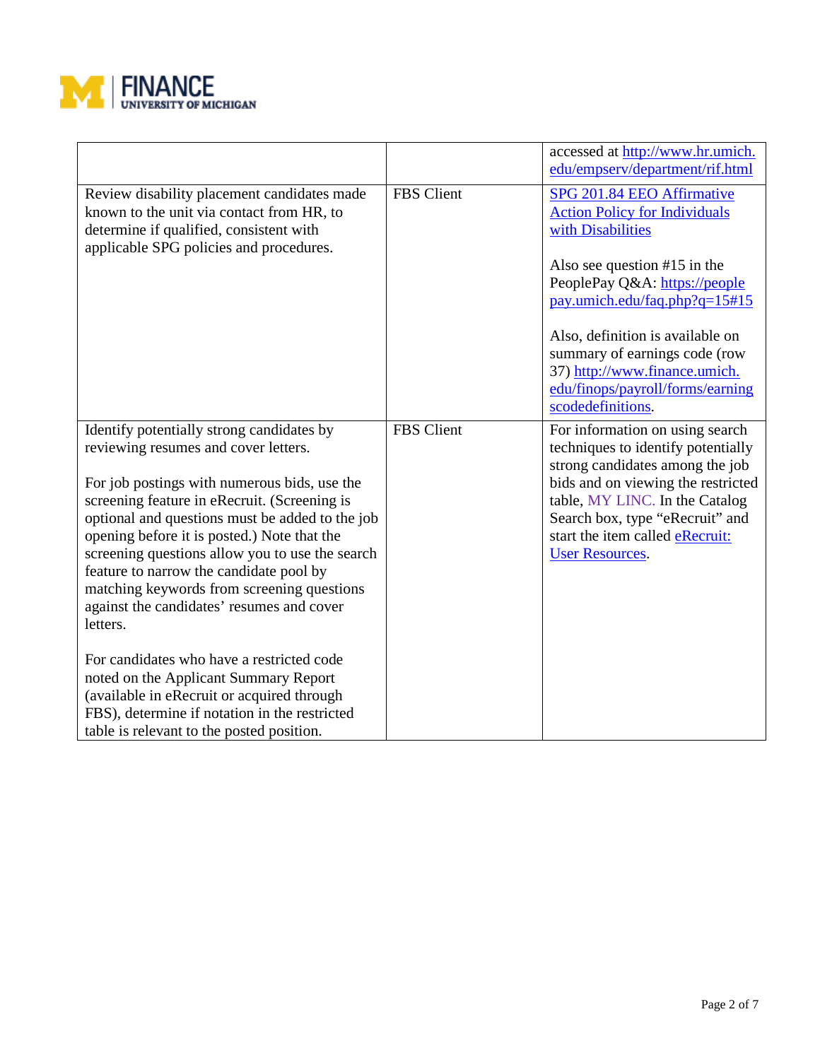| | | |
|---|---|---|
| | | accessed at http://www.hr.umich.edu/empserv/department/rif.html |
| Review disability placement candidates made known to the unit via contact from HR, to determine if qualified, consistent with applicable SPG policies and procedures. | FBS Client | SPG 201.84 EEO Affirmative Action Policy for Individuals with Disabilities<br><br>Also see question #15 in the PeoplePay Q&A: https://peoplepay.umich.edu/faq.php?q=15#15<br><br>Also, definition is available on summary of earnings code (row 37) http://www.finance.umich.edu/finops/payroll/forms/earningscodedefinitions. |
| Identify potentially strong candidates by reviewing resumes and cover letters.<br><br>For job postings with numerous bids, use the screening feature in eRecruit. (Screening is optional and questions must be added to the job opening before it is posted.) Note that the screening questions allow you to use the search feature to narrow the candidate pool by matching keywords from screening questions against the candidates' resumes and cover letters.<br><br>For candidates who have a restricted code noted on the Applicant Summary Report (available in eRecruit or acquired through FBS), determine if notation in the restricted table is relevant to the posted position. | FBS Client | For information on using search techniques to identify potentially strong candidates among the job bids and on viewing the restricted table, MY LINC. In the Catalog Search box, type "eRecruit" and start the item called eRecruit: User Resources. |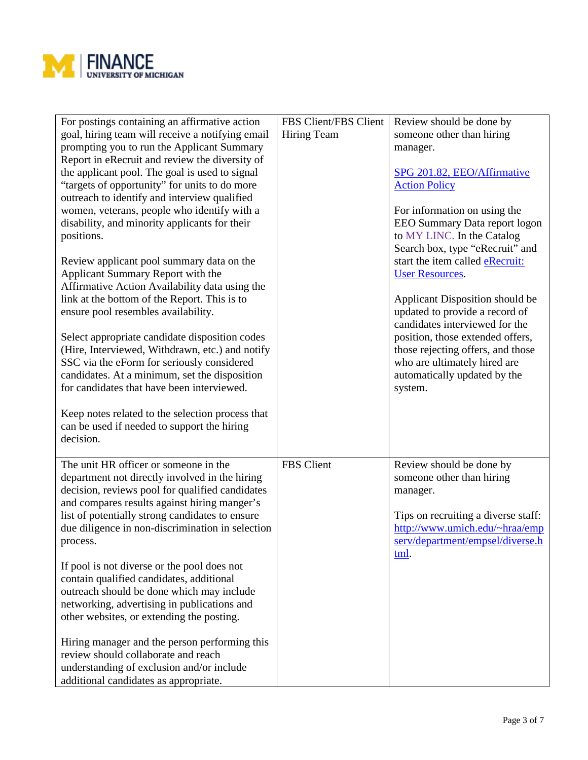| | | |
|---|---|---|
| For postings containing an affirmative action goal, hiring team will receive a notifying email prompting you to run the Applicant Summary Report in eRecruit and review the diversity of the applicant pool. The goal is used to signal "targets of opportunity" for units to do more outreach to identify and interview qualified women, veterans, people who identify with a disability, and minority applicants for their positions.<br><br>Review applicant pool summary data on the Applicant Summary Report with the Affirmative Action Availability data using the link at the bottom of the Report. This is to ensure pool resembles availability.<br><br>Select appropriate candidate disposition codes (Hire, Interviewed, Withdrawn, etc.) and notify SSC via the eForm for seriously considered candidates. At a minimum, set the disposition for candidates that have been interviewed.<br><br>Keep notes related to the selection process that can be used if needed to support the hiring decision. | FBS Client/FBS Client Hiring Team | Review should be done by someone other than hiring manager.<br><br>SPG 201.82, EEO/Affirmative Action Policy<br><br>For information on using the EEO Summary Data report logon to MY LINC. In the Catalog Search box, type "eRecruit" and start the item called eRecruit: User Resources.<br><br>Applicant Disposition should be updated to provide a record of candidates interviewed for the position, those extended offers, those rejecting offers, and those who are ultimately hired are automatically updated by the system. |
| The unit HR officer or someone in the department not directly involved in the hiring decision, reviews pool for qualified candidates and compares results against hiring manger's list of potentially strong candidates to ensure due diligence in non-discrimination in selection process.<br><br>If pool is not diverse or the pool does not contain qualified candidates, additional outreach should be done which may include networking, advertising in publications and other websites, or extending the posting.<br><br>Hiring manager and the person performing this review should collaborate and reach understanding of exclusion and/or include additional candidates as appropriate. | FBS Client | Review should be done by someone other than hiring manager.<br><br>Tips on recruiting a diverse staff: http://www.umich.edu/~hraa/empserv/department/empsel/diverse.html. |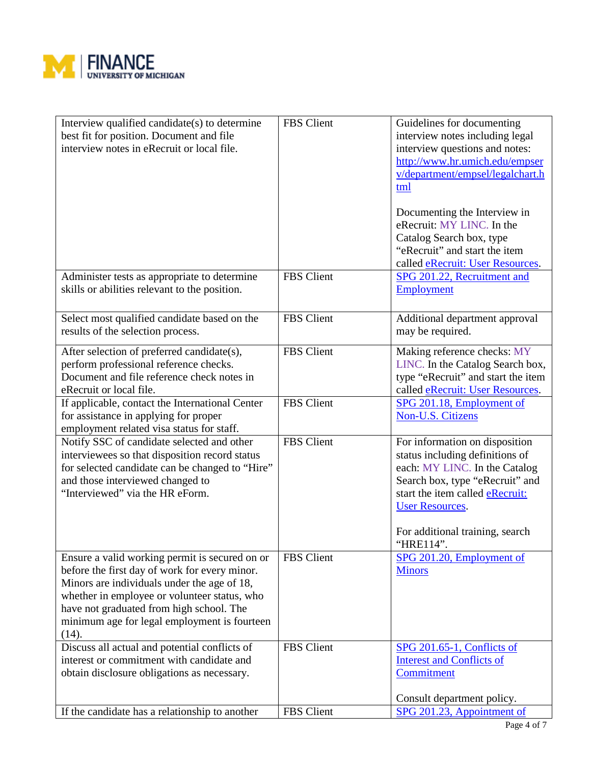| | | |
|---|---|---|
| Interview qualified candidate(s) to determine best fit for position. Document and file interview notes in eRecruit or local file. | FBS Client | Guidelines for documenting interview notes including legal interview questions and notes: http://www.hr.umich.edu/empserv/department/empsel/legalchart.html<br><br>Documenting the Interview in eRecruit: MY LINC. In the Catalog Search box, type "eRecruit" and start the item called eRecruit: User Resources. |
| Administer tests as appropriate to determine skills or abilities relevant to the position. | FBS Client | SPG 201.22, Recruitment and Employment |
| Select most qualified candidate based on the results of the selection process. | FBS Client | Additional department approval may be required. |
| After selection of preferred candidate(s), perform professional reference checks. Document and file reference check notes in eRecruit or local file. | FBS Client | Making reference checks: MY LINC. In the Catalog Search box, type "eRecruit" and start the item called eRecruit: User Resources. |
| If applicable, contact the International Center for assistance in applying for proper employment related visa status for staff. | FBS Client | SPG 201.18, Employment of Non-U.S. Citizens |
| Notify SSC of candidate selected and other interviewees so that disposition record status for selected candidate can be changed to "Hire" and those interviewed changed to "Interviewed" via the HR eForm. | FBS Client | For information on disposition status including definitions of each: MY LINC. In the Catalog Search box, type "eRecruit" and start the item called eRecruit: User Resources.<br><br>For additional training, search "HRE114". |
| Ensure a valid working permit is secured on or before the first day of work for every minor. Minors are individuals under the age of 18, whether in employee or volunteer status, who have not graduated from high school. The minimum age for legal employment is fourteen (14). | FBS Client | SPG 201.20, Employment of Minors |
| Discuss all actual and potential conflicts of interest or commitment with candidate and obtain disclosure obligations as necessary. | FBS Client | SPG 201.65-1, Conflicts of Interest and Conflicts of Commitment<br><br>Consult department policy. |
| If the candidate has a relationship to another | FBS Client | SPG 201.23, Appointment of |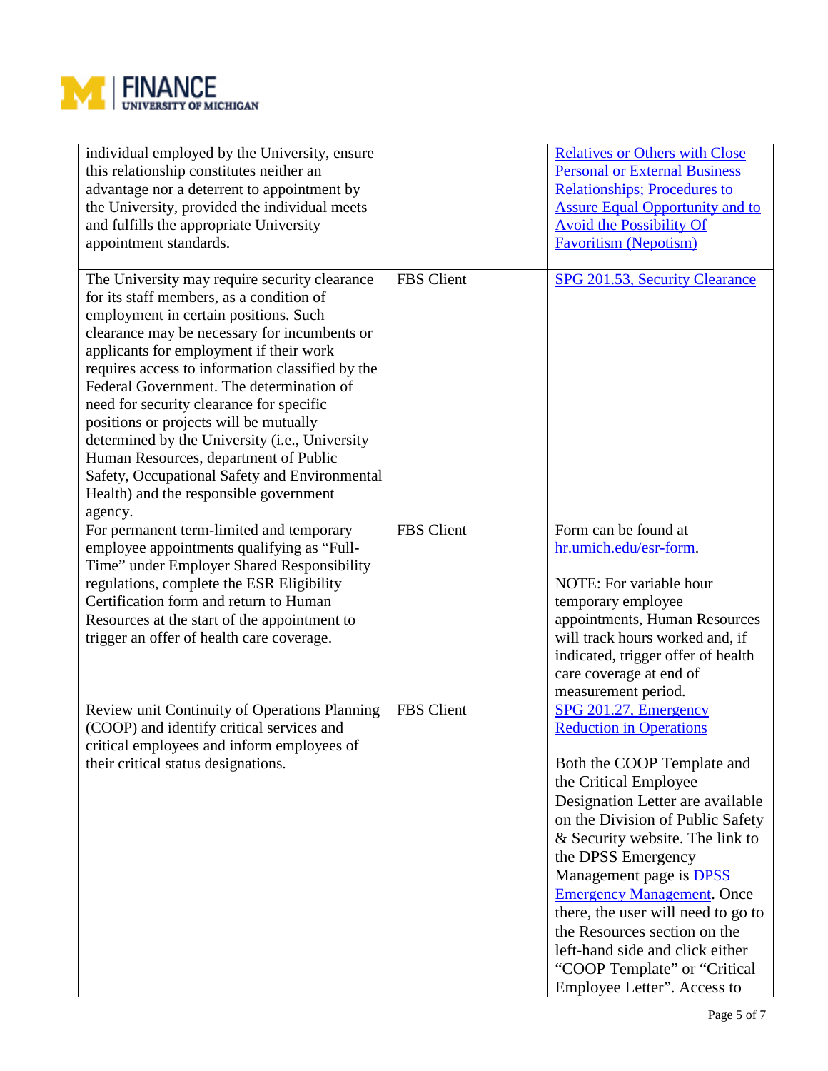| | | |
|---|---|---|
| individual employed by the University, ensure this relationship constitutes neither an advantage nor a deterrent to appointment by the University, provided the individual meets and fulfills the appropriate University appointment standards. | | Relatives or Others with Close Personal or External Business Relationships; Procedures to Assure Equal Opportunity and to Avoid the Possibility Of Favoritism (Nepotism) |
| The University may require security clearance for its staff members, as a condition of employment in certain positions. Such clearance may be necessary for incumbents or applicants for employment if their work requires access to information classified by the Federal Government. The determination of need for security clearance for specific positions or projects will be mutually determined by the University (i.e., University Human Resources, department of Public Safety, Occupational Safety and Environmental Health) and the responsible government agency. | FBS Client | SPG 201.53, Security Clearance |
| For permanent term-limited and temporary employee appointments qualifying as "Full-Time" under Employer Shared Responsibility regulations, complete the ESR Eligibility Certification form and return to Human Resources at the start of the appointment to trigger an offer of health care coverage. | FBS Client | Form can be found at hr.umich.edu/esr-form.<br><br>NOTE: For variable hour temporary employee appointments, Human Resources will track hours worked and, if indicated, trigger offer of health care coverage at end of measurement period. |
| Review unit Continuity of Operations Planning (COOP) and identify critical services and critical employees and inform employees of their critical status designations. | FBS Client | SPG 201.27, Emergency Reduction in Operations<br><br>Both the COOP Template and the Critical Employee Designation Letter are available on the Division of Public Safety & Security website. The link to the DPSS Emergency Management page is DPSS Emergency Management. Once there, the user will need to go to the Resources section on the left-hand side and click either "COOP Template" or "Critical Employee Letter". Access to |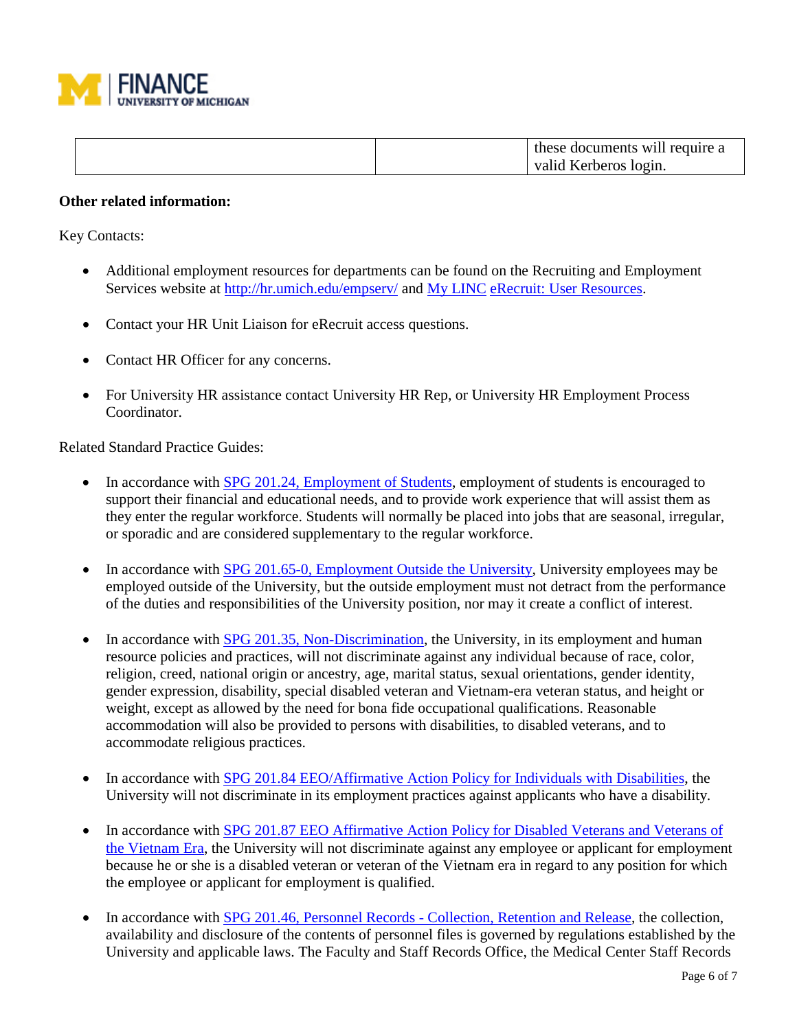| | | these documents will require a valid Kerberos login. |
|---|---|---|

**Other related information:**

Key Contacts:

- Additional employment resources for departments can be found on the Recruiting and Employment Services website at http://hr.umich.edu/empserv/ and My LINC eRecruit: User Resources.

- Contact your HR Unit Liaison for eRecruit access questions.

- Contact HR Officer for any concerns.

- For University HR assistance contact University HR Rep, or University HR Employment Process Coordinator.

Related Standard Practice Guides:

- In accordance with SPG 201.24, Employment of Students, employment of students is encouraged to support their financial and educational needs, and to provide work experience that will assist them as they enter the regular workforce. Students will normally be placed into jobs that are seasonal, irregular, or sporadic and are considered supplementary to the regular workforce.

- In accordance with SPG 201.65-0, Employment Outside the University, University employees may be employed outside of the University, but the outside employment must not detract from the performance of the duties and responsibilities of the University position, nor may it create a conflict of interest.

- In accordance with SPG 201.35, Non-Discrimination, the University, in its employment and human resource policies and practices, will not discriminate against any individual because of race, color, religion, creed, national origin or ancestry, age, marital status, sexual orientations, gender identity, gender expression, disability, special disabled veteran and Vietnam-era veteran status, and height or weight, except as allowed by the need for bona fide occupational qualifications. Reasonable accommodation will also be provided to persons with disabilities, to disabled veterans, and to accommodate religious practices.

- In accordance with SPG 201.84 EEO/Affirmative Action Policy for Individuals with Disabilities, the University will not discriminate in its employment practices against applicants who have a disability.

- In accordance with SPG 201.87 EEO Affirmative Action Policy for Disabled Veterans and Veterans of the Vietnam Era, the University will not discriminate against any employee or applicant for employment because he or she is a disabled veteran or veteran of the Vietnam era in regard to any position for which the employee or applicant for employment is qualified.

- In accordance with SPG 201.46, Personnel Records - Collection, Retention and Release, the collection, availability and disclosure of the contents of personnel files is governed by regulations established by the University and applicable laws. The Faculty and Staff Records Office, the Medical Center Staff Records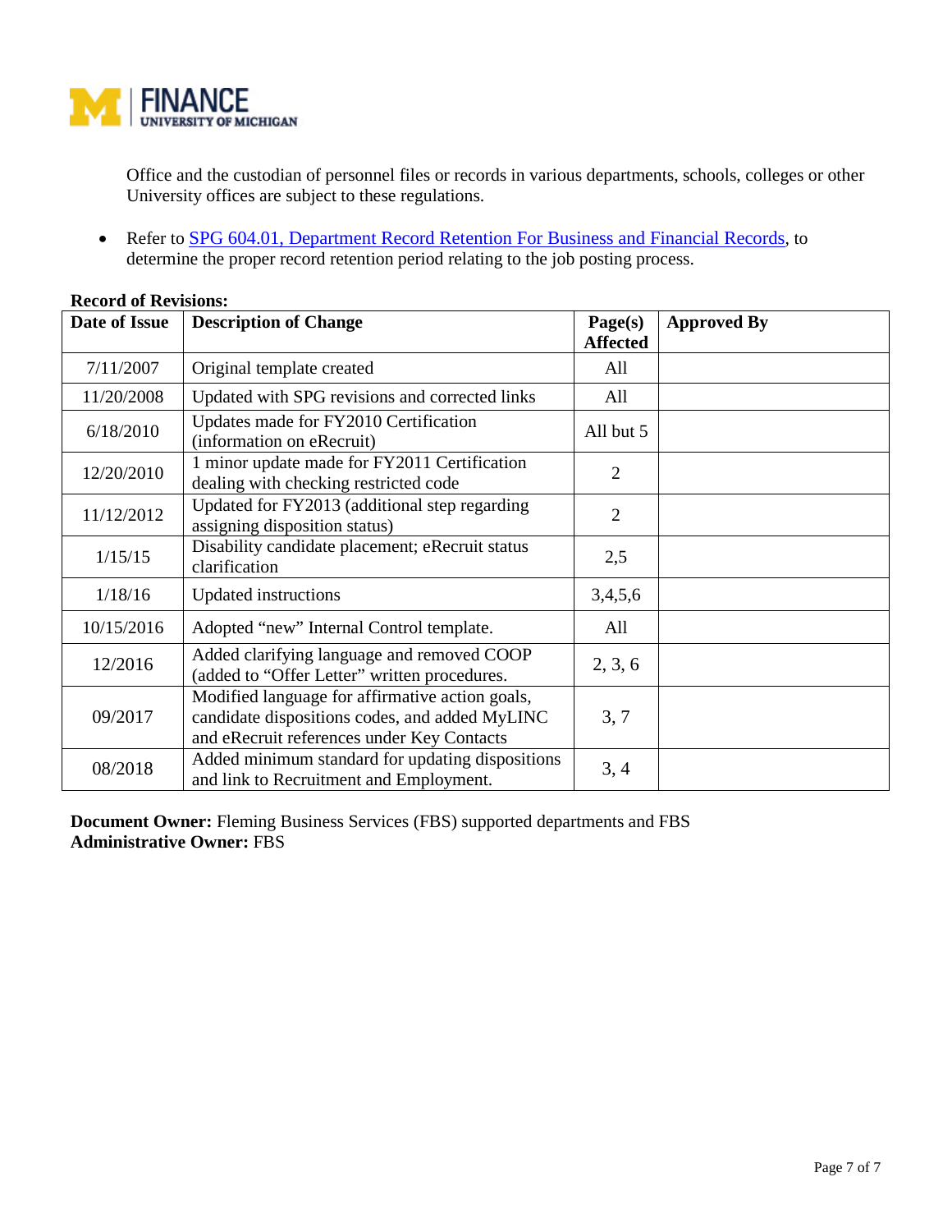Office and the custodian of personnel files or records in various departments, schools, colleges or other University offices are subject to these regulations.

- Refer to SPG 604.01, Department Record Retention For Business and Financial Records, to determine the proper record retention period relating to the job posting process.

**Record of Revisions:**

| Date of Issue | Description of Change | Page(s) Affected | Approved By |
|---|---|---|---|
| 7/11/2007 | Original template created | All | |
| 11/20/2008 | Updated with SPG revisions and corrected links | All | |
| 6/18/2010 | Updates made for FY2010 Certification (information on eRecruit) | All but 5 | |
| 12/20/2010 | 1 minor update made for FY2011 Certification dealing with checking restricted code | 2 | |
| 11/12/2012 | Updated for FY2013 (additional step regarding assigning disposition status) | 2 | |
| 1/15/15 | Disability candidate placement; eRecruit status clarification | 2,5 | |
| 1/18/16 | Updated instructions | 3,4,5,6 | |
| 10/15/2016 | Adopted "new" Internal Control template. | All | |
| 12/2016 | Added clarifying language and removed COOP (added to "Offer Letter" written procedures. | 2, 3, 6 | |
| 09/2017 | Modified language for affirmative action goals, candidate dispositions codes, and added MyLINC and eRecruit references under Key Contacts | 3, 7 | |
| 08/2018 | Added minimum standard for updating dispositions and link to Recruitment and Employment. | 3, 4 | |

**Document Owner:** Fleming Business Services (FBS) supported departments and FBS
**Administrative Owner:** FBS